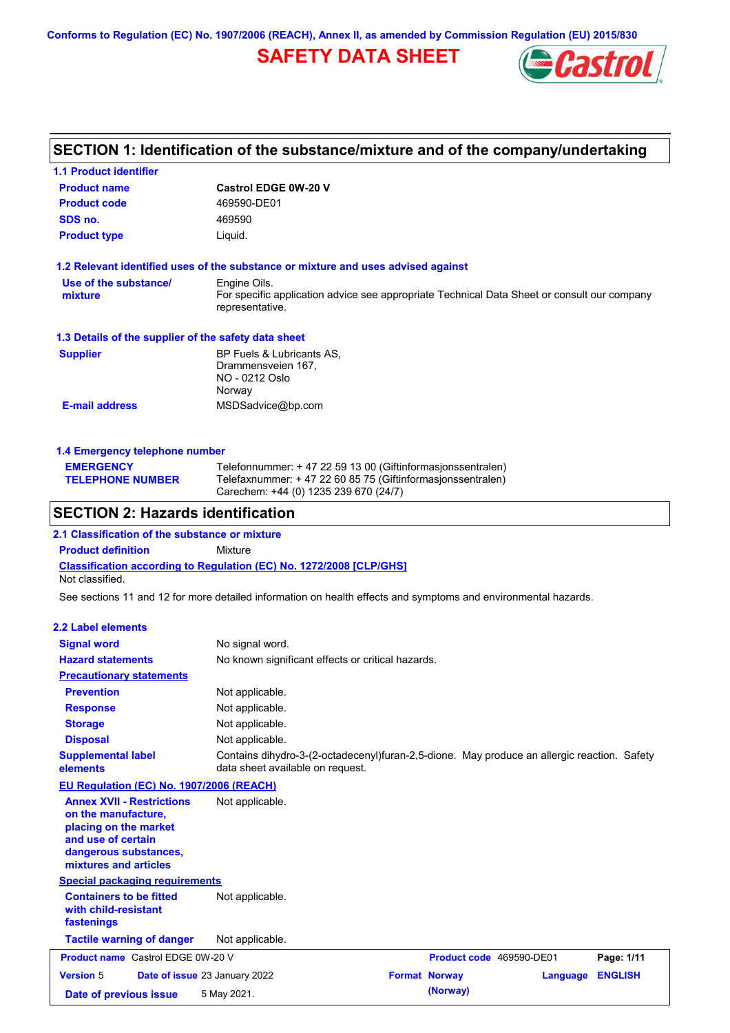Conforms to Regulation (EC) No. 1907/2006 (REACH), Annex II, as amended by Commission Regulation (EU) 2015/830

# SAFETY DATA SHEET

## SECTION 1: Identification of the substance/mixture and of the company/undertaking

### 1.1 Product identifier

| | |
|---|---|
| **Product name** | **Castrol EDGE 0W-20 V** |
| **Product code** | 469590-DE01 |
| **SDS no.** | 469590 |
| **Product type** | Liquid. |

### 1.2 Relevant identified uses of the substance or mixture and uses advised against

| | |
|---|---|
| **Use of the substance/ mixture** | Engine Oils. For specific application advice see appropriate Technical Data Sheet or consult our company representative. |

### 1.3 Details of the supplier of the safety data sheet

| | |
|---|---|
| **Supplier** | BP Fuels & Lubricants AS, Drammensveien 167, NO - 0212 Oslo Norway |
| **E-mail address** | MSDSadvice@bp.com |

### 1.4 Emergency telephone number

| | |
|---|---|
| **EMERGENCY TELEPHONE NUMBER** | Telefonnummer: + 47 22 59 13 00 (Giftinformasjonssentralen) Telefaxnummer: + 47 22 60 85 75 (Giftinformasjonssentralen) Carechem: +44 (0) 1235 239 670 (24/7) |

## SECTION 2: Hazards identification

### 2.1 Classification of the substance or mixture

**Product definition** Mixture

**Classification according to Regulation (EC) No. 1272/2008 [CLP/GHS]**

Not classified.

See sections 11 and 12 for more detailed information on health effects and symptoms and environmental hazards.

### 2.2 Label elements

| | |
|---|---|
| **Signal word** | No signal word. |
| **Hazard statements** | No known significant effects or critical hazards. |

**Precautionary statements**

| | |
|---|---|
| **Prevention** | Not applicable. |
| **Response** | Not applicable. |
| **Storage** | Not applicable. |
| **Disposal** | Not applicable. |
| **Supplemental label elements** | Contains dihydro-3-(2-octadecenyl)furan-2,5-dione. May produce an allergic reaction. Safety data sheet available on request. |

**EU Regulation (EC) No. 1907/2006 (REACH)**

| | |
|---|---|
| **Annex XVII - Restrictions on the manufacture, placing on the market and use of certain dangerous substances, mixtures and articles** | Not applicable. |

**Special packaging requirements**

| | |
|---|---|
| **Containers to be fitted with child-resistant fastenings** | Not applicable. |
| **Tactile warning of danger** | Not applicable. |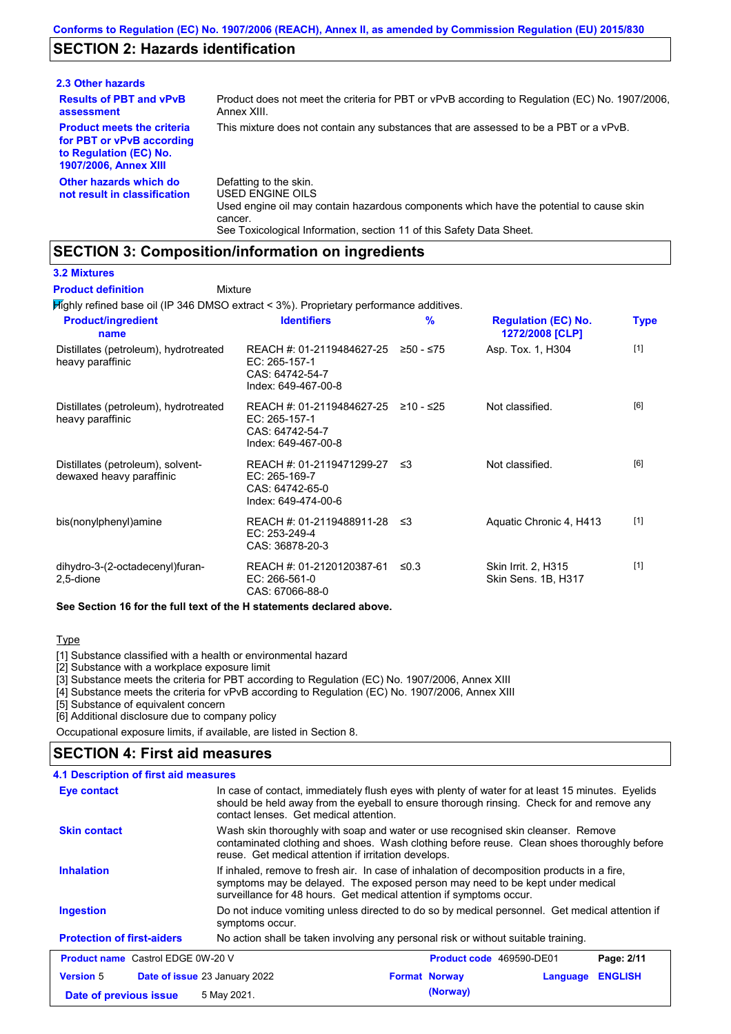## SECTION 2: Hazards identification

### 2.3 Other hazards

| | |
|---|---|
| **Results of PBT and vPvB assessment** | Product does not meet the criteria for PBT or vPvB according to Regulation (EC) No. 1907/2006, Annex XIII. |
| **Product meets the criteria for PBT or vPvB according to Regulation (EC) No. 1907/2006, Annex XIII** | This mixture does not contain any substances that are assessed to be a PBT or a vPvB. |
| **Other hazards which do not result in classification** | Defatting to the skin.<br>USED ENGINE OILS<br>Used engine oil may contain hazardous components which have the potential to cause skin cancer.<br>See Toxicological Information, section 11 of this Safety Data Sheet. |

## SECTION 3: Composition/information on ingredients

### 3.2 Mixtures

**Product definition** Mixture

Highly refined base oil (IP 346 DMSO extract < 3%). Proprietary performance additives.

| Product/ingredient name | Identifiers | % | Regulation (EC) No. 1272/2008 [CLP] | Type |
|---|---|---|---|---|
| Distillates (petroleum), hydrotreated heavy paraffinic | REACH #: 01-2119484627-25<br>EC: 265-157-1<br>CAS: 64742-54-7<br>Index: 649-467-00-8 | ≥50 - ≤75 | Asp. Tox. 1, H304 | [1] |
| Distillates (petroleum), hydrotreated heavy paraffinic | REACH #: 01-2119484627-25<br>EC: 265-157-1<br>CAS: 64742-54-7<br>Index: 649-467-00-8 | ≥10 - ≤25 | Not classified. | [6] |
| Distillates (petroleum), solvent-dewaxed heavy paraffinic | REACH #: 01-2119471299-27<br>EC: 265-169-7<br>CAS: 64742-65-0<br>Index: 649-474-00-6 | ≤3 | Not classified. | [6] |
| bis(nonylphenyl)amine | REACH #: 01-2119488911-28<br>EC: 253-249-4<br>CAS: 36878-20-3 | ≤3 | Aquatic Chronic 4, H413 | [1] |
| dihydro-3-(2-octadecenyl)furan-2,5-dione | REACH #: 01-2120120387-61<br>EC: 266-561-0<br>CAS: 67066-88-0 | ≤0.3 | Skin Irrit. 2, H315<br>Skin Sens. 1B, H317 | [1] |

**See Section 16 for the full text of the H statements declared above.**

Type

[1] Substance classified with a health or environmental hazard
[2] Substance with a workplace exposure limit
[3] Substance meets the criteria for PBT according to Regulation (EC) No. 1907/2006, Annex XIII
[4] Substance meets the criteria for vPvB according to Regulation (EC) No. 1907/2006, Annex XIII
[5] Substance of equivalent concern
[6] Additional disclosure due to company policy

Occupational exposure limits, if available, are listed in Section 8.

## SECTION 4: First aid measures

### 4.1 Description of first aid measures

| | |
|---|---|
| **Eye contact** | In case of contact, immediately flush eyes with plenty of water for at least 15 minutes. Eyelids should be held away from the eyeball to ensure thorough rinsing. Check for and remove any contact lenses. Get medical attention. |
| **Skin contact** | Wash skin thoroughly with soap and water or use recognised skin cleanser. Remove contaminated clothing and shoes. Wash clothing before reuse. Clean shoes thoroughly before reuse. Get medical attention if irritation develops. |
| **Inhalation** | If inhaled, remove to fresh air. In case of inhalation of decomposition products in a fire, symptoms may be delayed. The exposed person may need to be kept under medical surveillance for 48 hours. Get medical attention if symptoms occur. |
| **Ingestion** | Do not induce vomiting unless directed to do so by medical personnel. Get medical attention if symptoms occur. |
| **Protection of first-aiders** | No action shall be taken involving any personal risk or without suitable training. |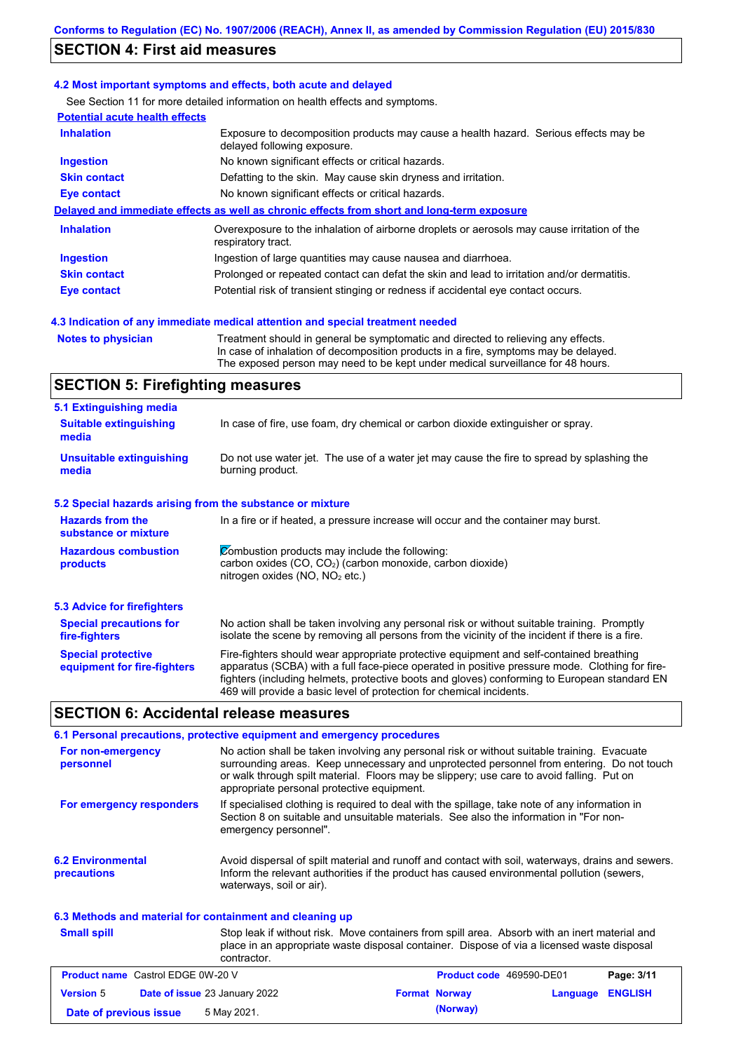Conforms to Regulation (EC) No. 1907/2006 (REACH), Annex II, as amended by Commission Regulation (EU) 2015/830

## SECTION 4: First aid measures

### 4.2 Most important symptoms and effects, both acute and delayed

See Section 11 for more detailed information on health effects and symptoms.

**Potential acute health effects**

| | |
|---|---|
| **Inhalation** | Exposure to decomposition products may cause a health hazard. Serious effects may be delayed following exposure. |
| **Ingestion** | No known significant effects or critical hazards. |
| **Skin contact** | Defatting to the skin. May cause skin dryness and irritation. |
| **Eye contact** | No known significant effects or critical hazards. |

**Delayed and immediate effects as well as chronic effects from short and long-term exposure**

| | |
|---|---|
| **Inhalation** | Overexposure to the inhalation of airborne droplets or aerosols may cause irritation of the respiratory tract. |
| **Ingestion** | Ingestion of large quantities may cause nausea and diarrhoea. |
| **Skin contact** | Prolonged or repeated contact can defat the skin and lead to irritation and/or dermatitis. |
| **Eye contact** | Potential risk of transient stinging or redness if accidental eye contact occurs. |

### 4.3 Indication of any immediate medical attention and special treatment needed

| | |
|---|---|
| **Notes to physician** | Treatment should in general be symptomatic and directed to relieving any effects. In case of inhalation of decomposition products in a fire, symptoms may be delayed. The exposed person may need to be kept under medical surveillance for 48 hours. |

## SECTION 5: Firefighting measures

### 5.1 Extinguishing media

| | |
|---|---|
| **Suitable extinguishing media** | In case of fire, use foam, dry chemical or carbon dioxide extinguisher or spray. |
| **Unsuitable extinguishing media** | Do not use water jet. The use of a water jet may cause the fire to spread by splashing the burning product. |

### 5.2 Special hazards arising from the substance or mixture

| | |
|---|---|
| **Hazards from the substance or mixture** | In a fire or if heated, a pressure increase will occur and the container may burst. |
| **Hazardous combustion products** | Combustion products may include the following: carbon oxides ($CO$, $CO_2$) (carbon monoxide, carbon dioxide) nitrogen oxides ($NO$, $NO_2$ etc.) |

### 5.3 Advice for firefighters

| | |
|---|---|
| **Special precautions for fire-fighters** | No action shall be taken involving any personal risk or without suitable training. Promptly isolate the scene by removing all persons from the vicinity of the incident if there is a fire. |
| **Special protective equipment for fire-fighters** | Fire-fighters should wear appropriate protective equipment and self-contained breathing apparatus (SCBA) with a full face-piece operated in positive pressure mode. Clothing for fire-fighters (including helmets, protective boots and gloves) conforming to European standard EN 469 will provide a basic level of protection for chemical incidents. |

## SECTION 6: Accidental release measures

### 6.1 Personal precautions, protective equipment and emergency procedures

| | |
|---|---|
| **For non-emergency personnel** | No action shall be taken involving any personal risk or without suitable training. Evacuate surrounding areas. Keep unnecessary and unprotected personnel from entering. Do not touch or walk through spilt material. Floors may be slippery; use care to avoid falling. Put on appropriate personal protective equipment. |
| **For emergency responders** | If specialised clothing is required to deal with the spillage, take note of any information in Section 8 on suitable and unsuitable materials. See also the information in "For non-emergency personnel". |

| | |
|---|---|
| **6.2 Environmental precautions** | Avoid dispersal of spilt material and runoff and contact with soil, waterways, drains and sewers. Inform the relevant authorities if the product has caused environmental pollution (sewers, waterways, soil or air). |

### 6.3 Methods and material for containment and cleaning up

| | |
|---|---|
| **Small spill** | Stop leak if without risk. Move containers from spill area. Absorb with an inert material and place in an appropriate waste disposal container. Dispose of via a licensed waste disposal contractor. |

| | | | |
|---|---|---|---|
| **Product name** Castrol EDGE 0W-20 V | | **Product code** 469590-DE01 | |
| **Version** 5 | **Date of issue** 23 January 2022 | **Format** Norway (Norway) | **Language** ENGLISH |
| **Date of previous issue** | 5 May 2021. | | |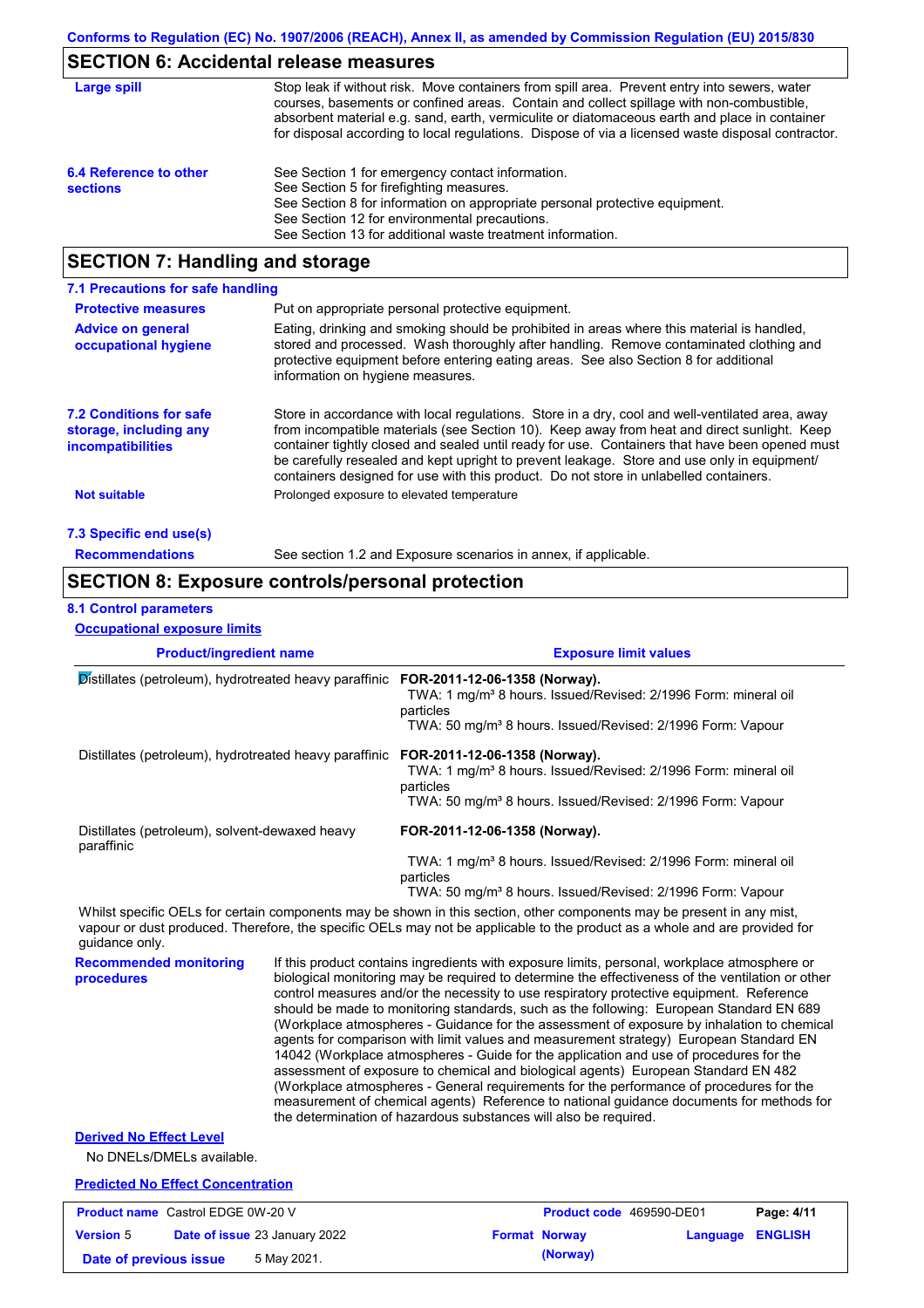## SECTION 6: Accidental release measures

**Large spill**

Stop leak if without risk. Move containers from spill area. Prevent entry into sewers, water courses, basements or confined areas. Contain and collect spillage with non-combustible, absorbent material e.g. sand, earth, vermiculite or diatomaceous earth and place in container for disposal according to local regulations. Dispose of via a licensed waste disposal contractor.

**6.4 Reference to other sections**

See Section 1 for emergency contact information.
See Section 5 for firefighting measures.
See Section 8 for information on appropriate personal protective equipment.
See Section 12 for environmental precautions.
See Section 13 for additional waste treatment information.

## SECTION 7: Handling and storage

### 7.1 Precautions for safe handling

**Protective measures**

Put on appropriate personal protective equipment.

**Advice on general occupational hygiene**

Eating, drinking and smoking should be prohibited in areas where this material is handled, stored and processed. Wash thoroughly after handling. Remove contaminated clothing and protective equipment before entering eating areas. See also Section 8 for additional information on hygiene measures.

**7.2 Conditions for safe storage, including any incompatibilities**

Store in accordance with local regulations. Store in a dry, cool and well-ventilated area, away from incompatible materials (see Section 10). Keep away from heat and direct sunlight. Keep container tightly closed and sealed until ready for use. Containers that have been opened must be carefully resealed and kept upright to prevent leakage. Store and use only in equipment/ containers designed for use with this product. Do not store in unlabelled containers.

**Not suitable**

Prolonged exposure to elevated temperature

### 7.3 Specific end use(s)

**Recommendations**

See section 1.2 and Exposure scenarios in annex, if applicable.

## SECTION 8: Exposure controls/personal protection

### 8.1 Control parameters

**Occupational exposure limits**

| Product/ingredient name | Exposure limit values |
|---|---|
| Distillates (petroleum), hydrotreated heavy paraffinic | **FOR-2011-12-06-1358 (Norway).**<br>TWA: 1 mg/m³ 8 hours. Issued/Revised: 2/1996 Form: mineral oil particles<br>TWA: 50 mg/m³ 8 hours. Issued/Revised: 2/1996 Form: Vapour |
| Distillates (petroleum), hydrotreated heavy paraffinic | **FOR-2011-12-06-1358 (Norway).**<br>TWA: 1 mg/m³ 8 hours. Issued/Revised: 2/1996 Form: mineral oil particles<br>TWA: 50 mg/m³ 8 hours. Issued/Revised: 2/1996 Form: Vapour |
| Distillates (petroleum), solvent-dewaxed heavy paraffinic | **FOR-2011-12-06-1358 (Norway).**<br>TWA: 1 mg/m³ 8 hours. Issued/Revised: 2/1996 Form: mineral oil particles<br>TWA: 50 mg/m³ 8 hours. Issued/Revised: 2/1996 Form: Vapour |

Whilst specific OELs for certain components may be shown in this section, other components may be present in any mist, vapour or dust produced. Therefore, the specific OELs may not be applicable to the product as a whole and are provided for guidance only.

**Recommended monitoring procedures**

If this product contains ingredients with exposure limits, personal, workplace atmosphere or biological monitoring may be required to determine the effectiveness of the ventilation or other control measures and/or the necessity to use respiratory protective equipment. Reference should be made to monitoring standards, such as the following: European Standard EN 689 (Workplace atmospheres - Guidance for the assessment of exposure by inhalation to chemical agents for comparison with limit values and measurement strategy) European Standard EN 14042 (Workplace atmospheres - Guide for the application and use of procedures for the assessment of exposure to chemical and biological agents) European Standard EN 482 (Workplace atmospheres - General requirements for the performance of procedures for the measurement of chemical agents) Reference to national guidance documents for methods for the determination of hazardous substances will also be required.

**Derived No Effect Level**

No DNELs/DMELs available.

**Predicted No Effect Concentration**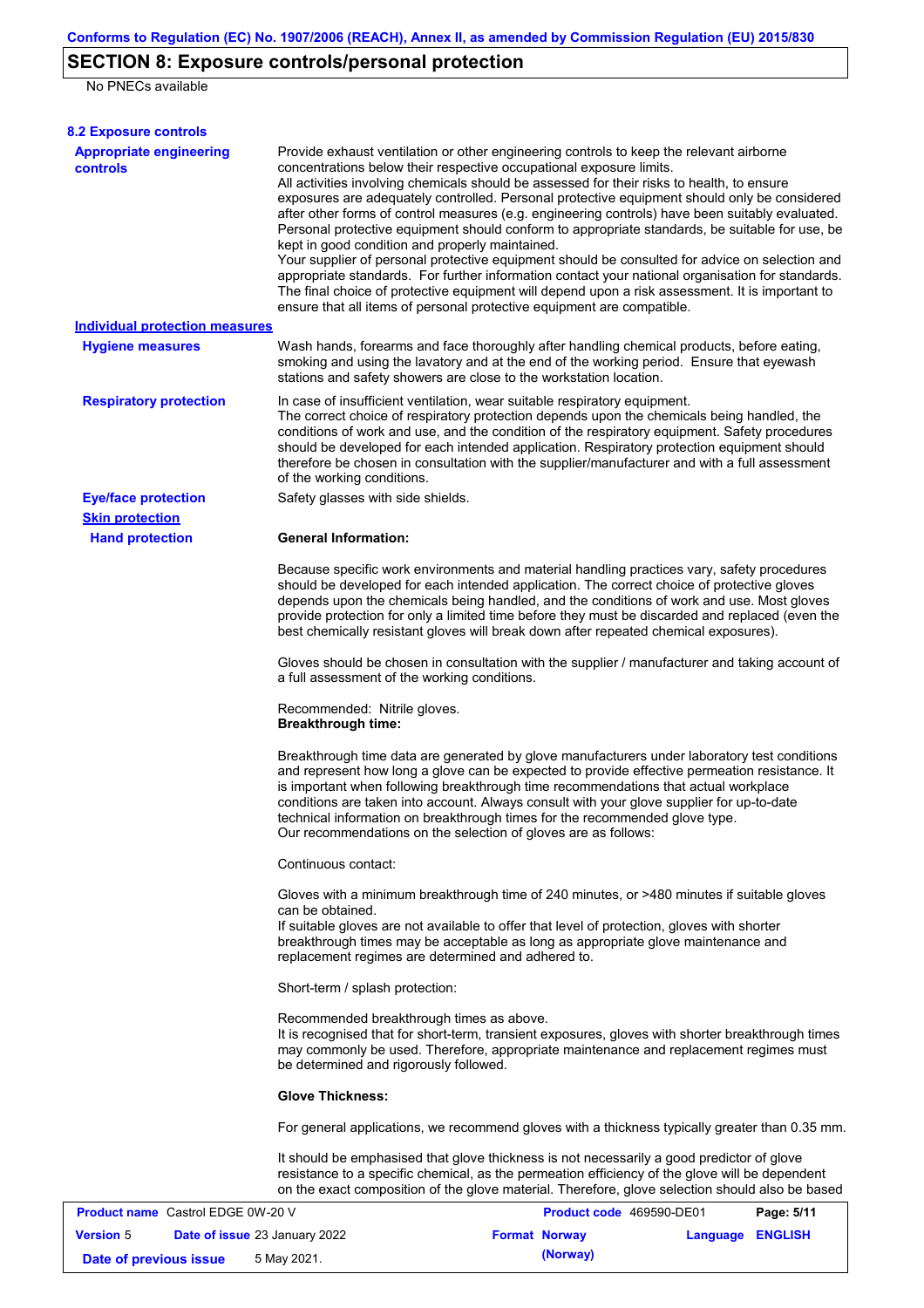## SECTION 8: Exposure controls/personal protection

No PNECs available

### 8.2 Exposure controls

**Appropriate engineering controls**

Provide exhaust ventilation or other engineering controls to keep the relevant airborne concentrations below their respective occupational exposure limits.
All activities involving chemicals should be assessed for their risks to health, to ensure exposures are adequately controlled. Personal protective equipment should only be considered after other forms of control measures (e.g. engineering controls) have been suitably evaluated. Personal protective equipment should conform to appropriate standards, be suitable for use, be kept in good condition and properly maintained.
Your supplier of personal protective equipment should be consulted for advice on selection and appropriate standards. For further information contact your national organisation for standards. The final choice of protective equipment will depend upon a risk assessment. It is important to ensure that all items of personal protective equipment are compatible.

**Individual protection measures**

**Hygiene measures**

Wash hands, forearms and face thoroughly after handling chemical products, before eating, smoking and using the lavatory and at the end of the working period. Ensure that eyewash stations and safety showers are close to the workstation location.

**Respiratory protection**

In case of insufficient ventilation, wear suitable respiratory equipment.
The correct choice of respiratory protection depends upon the chemicals being handled, the conditions of work and use, and the condition of the respiratory equipment. Safety procedures should be developed for each intended application. Respiratory protection equipment should therefore be chosen in consultation with the supplier/manufacturer and with a full assessment of the working conditions.

**Eye/face protection**

Safety glasses with side shields.

**Skin protection**

**Hand protection**

**General Information:**

Because specific work environments and material handling practices vary, safety procedures should be developed for each intended application. The correct choice of protective gloves depends upon the chemicals being handled, and the conditions of work and use. Most gloves provide protection for only a limited time before they must be discarded and replaced (even the best chemically resistant gloves will break down after repeated chemical exposures).

Gloves should be chosen in consultation with the supplier / manufacturer and taking account of a full assessment of the working conditions.

Recommended: Nitrile gloves.
**Breakthrough time:**

Breakthrough time data are generated by glove manufacturers under laboratory test conditions and represent how long a glove can be expected to provide effective permeation resistance. It is important when following breakthrough time recommendations that actual workplace conditions are taken into account. Always consult with your glove supplier for up-to-date technical information on breakthrough times for the recommended glove type.
Our recommendations on the selection of gloves are as follows:

Continuous contact:

Gloves with a minimum breakthrough time of 240 minutes, or >480 minutes if suitable gloves can be obtained.
If suitable gloves are not available to offer that level of protection, gloves with shorter breakthrough times may be acceptable as long as appropriate glove maintenance and replacement regimes are determined and adhered to.

Short-term / splash protection:

Recommended breakthrough times as above.
It is recognised that for short-term, transient exposures, gloves with shorter breakthrough times may commonly be used. Therefore, appropriate maintenance and replacement regimes must be determined and rigorously followed.

**Glove Thickness:**

For general applications, we recommend gloves with a thickness typically greater than 0.35 mm.

It should be emphasised that glove thickness is not necessarily a good predictor of glove resistance to a specific chemical, as the permeation efficiency of the glove will be dependent on the exact composition of the glove material. Therefore, glove selection should also be based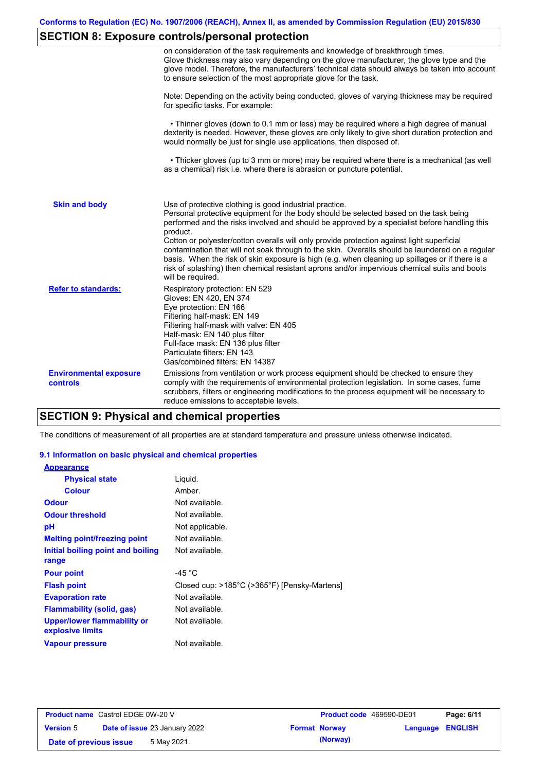## SECTION 8: Exposure controls/personal protection

on consideration of the task requirements and knowledge of breakthrough times. Glove thickness may also vary depending on the glove manufacturer, the glove type and the glove model. Therefore, the manufacturers' technical data should always be taken into account to ensure selection of the most appropriate glove for the task.

Note: Depending on the activity being conducted, gloves of varying thickness may be required for specific tasks. For example:

• Thinner gloves (down to 0.1 mm or less) may be required where a high degree of manual dexterity is needed. However, these gloves are only likely to give short duration protection and would normally be just for single use applications, then disposed of.

• Thicker gloves (up to 3 mm or more) may be required where there is a mechanical (as well as a chemical) risk i.e. where there is abrasion or puncture potential.

**Skin and body**

Use of protective clothing is good industrial practice.
Personal protective equipment for the body should be selected based on the task being performed and the risks involved and should be approved by a specialist before handling this product.
Cotton or polyester/cotton overalls will only provide protection against light superficial contamination that will not soak through to the skin. Overalls should be laundered on a regular basis. When the risk of skin exposure is high (e.g. when cleaning up spillages or if there is a risk of splashing) then chemical resistant aprons and/or impervious chemical suits and boots will be required.

**Refer to standards:**

Respiratory protection: EN 529
Gloves: EN 420, EN 374
Eye protection: EN 166
Filtering half-mask: EN 149
Filtering half-mask with valve: EN 405
Half-mask: EN 140 plus filter
Full-face mask: EN 136 plus filter
Particulate filters: EN 143
Gas/combined filters: EN 14387

**Environmental exposure controls**

Emissions from ventilation or work process equipment should be checked to ensure they comply with the requirements of environmental protection legislation. In some cases, fume scrubbers, filters or engineering modifications to the process equipment will be necessary to reduce emissions to acceptable levels.

## SECTION 9: Physical and chemical properties

The conditions of measurement of all properties are at standard temperature and pressure unless otherwise indicated.

### 9.1 Information on basic physical and chemical properties

**Appearance**

| | |
|---|---|
| **Physical state** | Liquid. |
| **Colour** | Amber. |
| **Odour** | Not available. |
| **Odour threshold** | Not available. |
| **pH** | Not applicable. |
| **Melting point/freezing point** | Not available. |
| **Initial boiling point and boiling range** | Not available. |
| **Pour point** | -45 °C |
| **Flash point** | Closed cup: >185°C (>365°F) [Pensky-Martens] |
| **Evaporation rate** | Not available. |
| **Flammability (solid, gas)** | Not available. |
| **Upper/lower flammability or explosive limits** | Not available. |
| **Vapour pressure** | Not available. |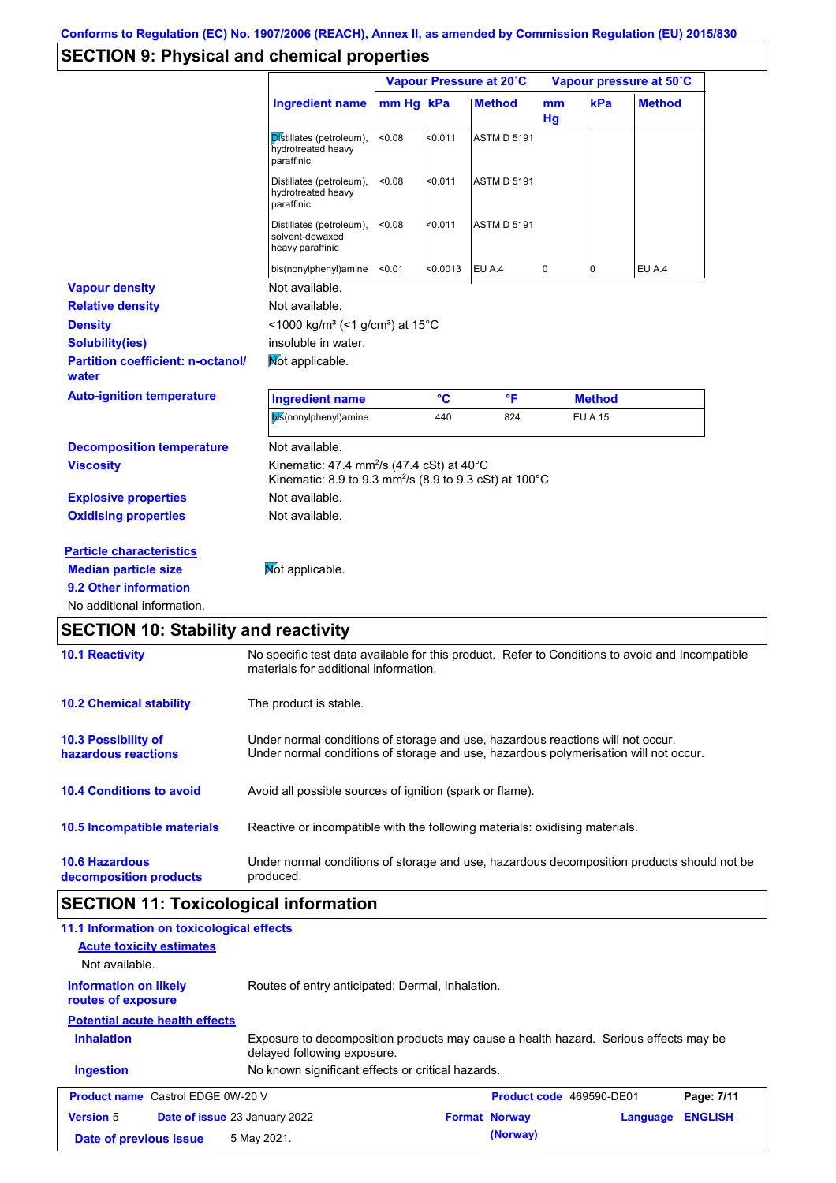Conforms to Regulation (EC) No. 1907/2006 (REACH), Annex II, as amended by Commission Regulation (EU) 2015/830

## SECTION 9: Physical and chemical properties

| Ingredient name | Vapour Pressure at 20˚C | | | Vapour pressure at 50˚C | | |
|---|---|---|---|---|---|---|
| | mm Hg | kPa | Method | mm Hg | kPa | Method |
| Distillates (petroleum), hydrotreated heavy paraffinic | <0.08 | <0.011 | ASTM D 5191 | | | |
| Distillates (petroleum), hydrotreated heavy paraffinic | <0.08 | <0.011 | ASTM D 5191 | | | |
| Distillates (petroleum), solvent-dewaxed heavy paraffinic | <0.08 | <0.011 | ASTM D 5191 | | | |
| bis(nonylphenyl)amine | <0.01 | <0.0013 | EU A.4 | 0 | 0 | EU A.4 |

**Vapour density** Not available.

**Relative density** Not available.

**Density** <1000 kg/m³ (<1 g/cm³) at 15°C

**Solubility(ies)** insoluble in water.

**Partition coefficient: n-octanol/water** Not applicable.

**Auto-ignition temperature**

| Ingredient name | °C | °F | Method |
|---|---|---|---|
| bis(nonylphenyl)amine | 440 | 824 | EU A.15 |

**Decomposition temperature** Not available.

**Viscosity** Kinematic: 47.4 mm²/s (47.4 cSt) at 40°C
Kinematic: 8.9 to 9.3 mm²/s (8.9 to 9.3 cSt) at 100°C

**Explosive properties** Not available.

**Oxidising properties** Not available.

**Particle characteristics**

**Median particle size** Not applicable.

**9.2 Other information**

No additional information.

## SECTION 10: Stability and reactivity

**10.1 Reactivity** No specific test data available for this product. Refer to Conditions to avoid and Incompatible materials for additional information.

**10.2 Chemical stability** The product is stable.

**10.3 Possibility of hazardous reactions** Under normal conditions of storage and use, hazardous reactions will not occur.
Under normal conditions of storage and use, hazardous polymerisation will not occur.

**10.4 Conditions to avoid** Avoid all possible sources of ignition (spark or flame).

**10.5 Incompatible materials** Reactive or incompatible with the following materials: oxidising materials.

**10.6 Hazardous decomposition products** Under normal conditions of storage and use, hazardous decomposition products should not be produced.

## SECTION 11: Toxicological information

**11.1 Information on toxicological effects**

**Acute toxicity estimates**

Not available.

**Information on likely routes of exposure** Routes of entry anticipated: Dermal, Inhalation.

**Potential acute health effects**

**Inhalation** Exposure to decomposition products may cause a health hazard. Serious effects may be delayed following exposure.

**Ingestion** No known significant effects or critical hazards.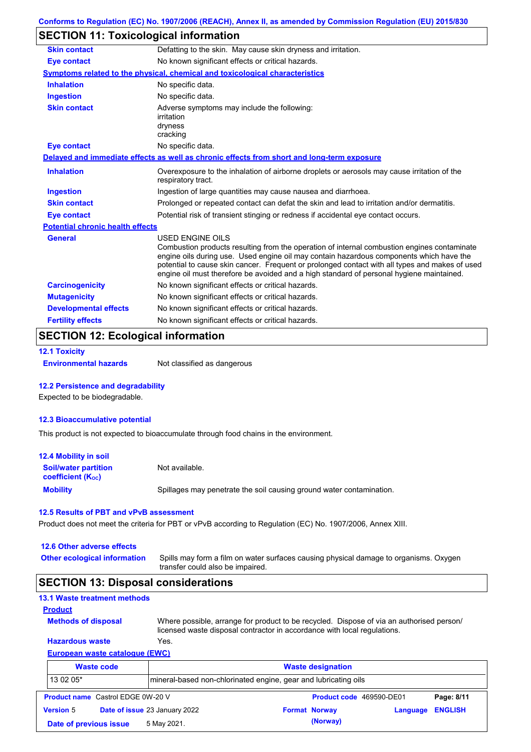## SECTION 11: Toxicological information

| | |
|---|---|
| **Skin contact** | Defatting to the skin. May cause skin dryness and irritation. |
| **Eye contact** | No known significant effects or critical hazards. |

**Symptoms related to the physical, chemical and toxicological characteristics**

| | |
|---|---|
| **Inhalation** | No specific data. |
| **Ingestion** | No specific data. |
| **Skin contact** | Adverse symptoms may include the following: irritation dryness cracking |
| **Eye contact** | No specific data. |

**Delayed and immediate effects as well as chronic effects from short and long-term exposure**

| | |
|---|---|
| **Inhalation** | Overexposure to the inhalation of airborne droplets or aerosols may cause irritation of the respiratory tract. |
| **Ingestion** | Ingestion of large quantities may cause nausea and diarrhoea. |
| **Skin contact** | Prolonged or repeated contact can defat the skin and lead to irritation and/or dermatitis. |
| **Eye contact** | Potential risk of transient stinging or redness if accidental eye contact occurs. |

**Potential chronic health effects**

| | |
|---|---|
| **General** | USED ENGINE OILS Combustion products resulting from the operation of internal combustion engines contaminate engine oils during use. Used engine oil may contain hazardous components which have the potential to cause skin cancer. Frequent or prolonged contact with all types and makes of used engine oil must therefore be avoided and a high standard of personal hygiene maintained. |
| **Carcinogenicity** | No known significant effects or critical hazards. |
| **Mutagenicity** | No known significant effects or critical hazards. |
| **Developmental effects** | No known significant effects or critical hazards. |
| **Fertility effects** | No known significant effects or critical hazards. |

## SECTION 12: Ecological information

### 12.1 Toxicity

**Environmental hazards** Not classified as dangerous

### 12.2 Persistence and degradability

Expected to be biodegradable.

### 12.3 Bioaccumulative potential

This product is not expected to bioaccumulate through food chains in the environment.

### 12.4 Mobility in soil

| | |
|---|---|
| **Soil/water partition coefficient ($K_{OC}$)** | Not available. |
| **Mobility** | Spillages may penetrate the soil causing ground water contamination. |

### 12.5 Results of PBT and vPvB assessment

Product does not meet the criteria for PBT or vPvB according to Regulation (EC) No. 1907/2006, Annex XIII.

### 12.6 Other adverse effects

**Other ecological information** Spills may form a film on water surfaces causing physical damage to organisms. Oxygen transfer could also be impaired.

## SECTION 13: Disposal considerations

### 13.1 Waste treatment methods

**Product**

| | |
|---|---|
| **Methods of disposal** | Where possible, arrange for product to be recycled. Dispose of via an authorised person/ licensed waste disposal contractor in accordance with local regulations. |
| **Hazardous waste** | Yes. |

**European waste catalogue (EWC)**

| Waste code | Waste designation |
|---|---|
| 13 02 05* | mineral-based non-chlorinated engine, gear and lubricating oils |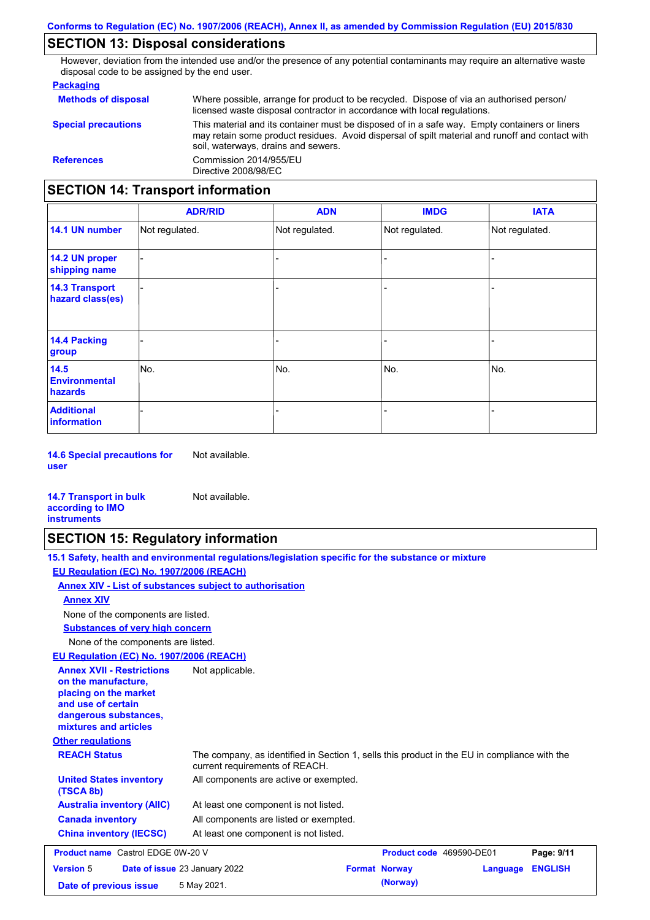## SECTION 13: Disposal considerations

However, deviation from the intended use and/or the presence of any potential contaminants may require an alternative waste disposal code to be assigned by the end user.

**Packaging**

**Methods of disposal** Where possible, arrange for product to be recycled. Dispose of via an authorised person/ licensed waste disposal contractor in accordance with local regulations.

**Special precautions** This material and its container must be disposed of in a safe way. Empty containers or liners may retain some product residues. Avoid dispersal of spilt material and runoff and contact with soil, waterways, drains and sewers.

**References** Commission 2014/955/EU
Directive 2008/98/EC

## SECTION 14: Transport information

| | ADR/RID | ADN | IMDG | IATA |
|---|---|---|---|---|
| **14.1 UN number** | Not regulated. | Not regulated. | Not regulated. | Not regulated. |
| **14.2 UN proper shipping name** | - | - | - | - |
| **14.3 Transport hazard class(es)** | - | - | - | - |
| **14.4 Packing group** | - | - | - | - |
| **14.5 Environmental hazards** | No. | No. | No. | No. |
| **Additional information** | - | - | - | - |

**14.6 Special precautions for user** Not available.

**14.7 Transport in bulk according to IMO instruments** Not available.

## SECTION 15: Regulatory information

**15.1 Safety, health and environmental regulations/legislation specific for the substance or mixture**

**EU Regulation (EC) No. 1907/2006 (REACH)**

**Annex XIV - List of substances subject to authorisation**

**Annex XIV**

None of the components are listed.

**Substances of very high concern**

None of the components are listed.

**EU Regulation (EC) No. 1907/2006 (REACH)**

**Annex XVII - Restrictions on the manufacture, placing on the market and use of certain dangerous substances, mixtures and articles** Not applicable.

**Other regulations**

**REACH Status** The company, as identified in Section 1, sells this product in the EU in compliance with the current requirements of REACH.

**United States inventory (TSCA 8b)** All components are active or exempted.

**Australia inventory (AIIC)** At least one component is not listed.

**Canada inventory** All components are listed or exempted.

**China inventory (IECSC)** At least one component is not listed.

| **Product name** Castrol EDGE 0W-20 V | **Product code** 469590-DE01 | |
|---|---|---|
| **Version** 5 **Date of issue** 23 January 2022 | **Format** Norway (Norway) | **Language** ENGLISH |
| **Date of previous issue** 5 May 2021. | | |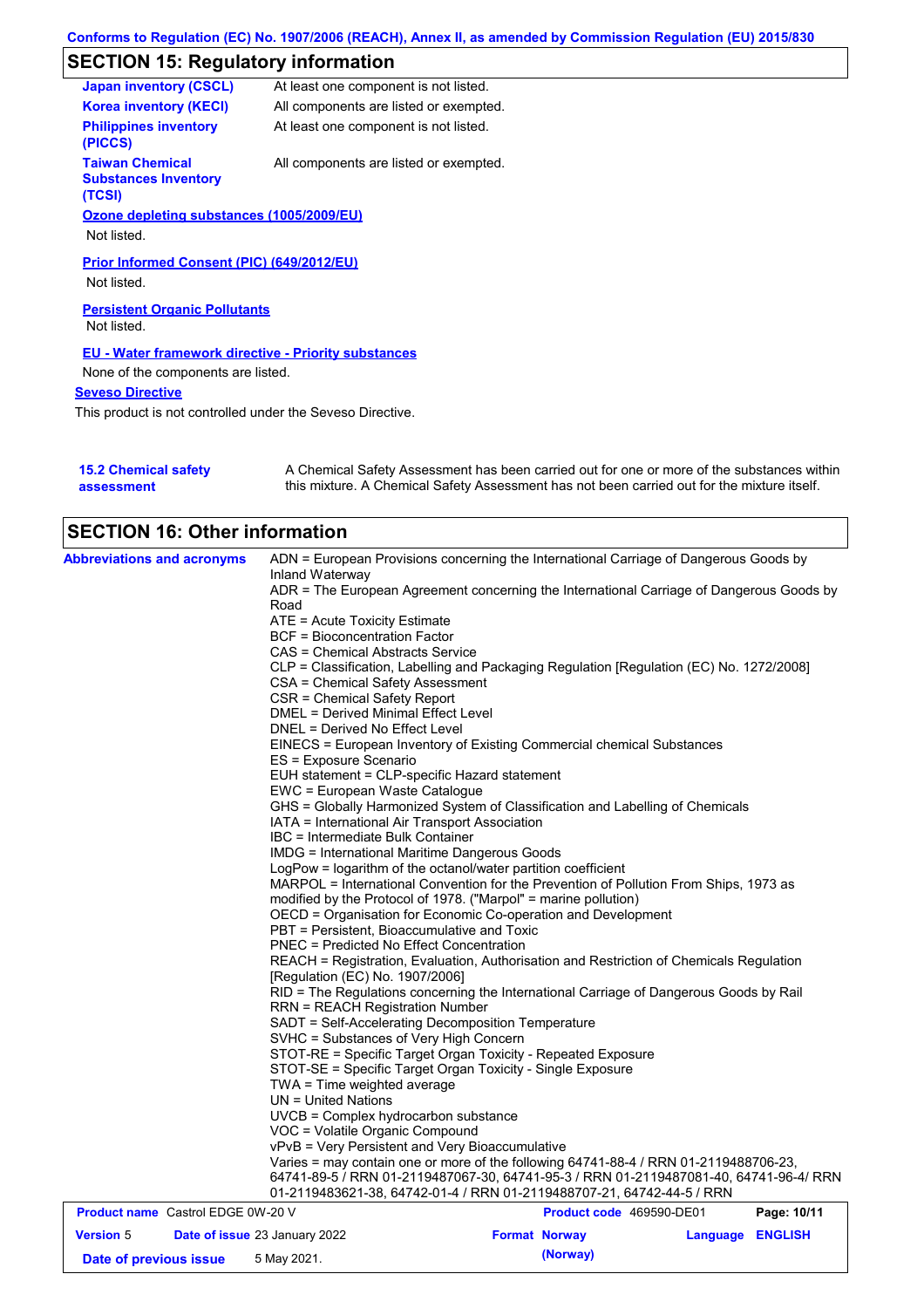## SECTION 15: Regulatory information

| | |
|---|---|
| **Japan inventory (CSCL)** | At least one component is not listed. |
| **Korea inventory (KECI)** | All components are listed or exempted. |
| **Philippines inventory (PICCS)** | At least one component is not listed. |
| **Taiwan Chemical Substances Inventory (TCSI)** | All components are listed or exempted. |

**Ozone depleting substances (1005/2009/EU)**

Not listed.

**Prior Informed Consent (PIC) (649/2012/EU)**

Not listed.

**Persistent Organic Pollutants**

Not listed.

**EU - Water framework directive - Priority substances**

None of the components are listed.

**Seveso Directive**

This product is not controlled under the Seveso Directive.

**15.2 Chemical safety assessment**

A Chemical Safety Assessment has been carried out for one or more of the substances within this mixture. A Chemical Safety Assessment has not been carried out for the mixture itself.

## SECTION 16: Other information

**Abbreviations and acronyms**

ADN = European Provisions concerning the International Carriage of Dangerous Goods by Inland Waterway
ADR = The European Agreement concerning the International Carriage of Dangerous Goods by Road
ATE = Acute Toxicity Estimate
BCF = Bioconcentration Factor
CAS = Chemical Abstracts Service
CLP = Classification, Labelling and Packaging Regulation [Regulation (EC) No. 1272/2008]
CSA = Chemical Safety Assessment
CSR = Chemical Safety Report
DMEL = Derived Minimal Effect Level
DNEL = Derived No Effect Level
EINECS = European Inventory of Existing Commercial chemical Substances
ES = Exposure Scenario
EUH statement = CLP-specific Hazard statement
EWC = European Waste Catalogue
GHS = Globally Harmonized System of Classification and Labelling of Chemicals
IATA = International Air Transport Association
IBC = Intermediate Bulk Container
IMDG = International Maritime Dangerous Goods
LogPow = logarithm of the octanol/water partition coefficient
MARPOL = International Convention for the Prevention of Pollution From Ships, 1973 as modified by the Protocol of 1978. ("Marpol" = marine pollution)
OECD = Organisation for Economic Co-operation and Development
PBT = Persistent, Bioaccumulative and Toxic
PNEC = Predicted No Effect Concentration
REACH = Registration, Evaluation, Authorisation and Restriction of Chemicals Regulation [Regulation (EC) No. 1907/2006]
RID = The Regulations concerning the International Carriage of Dangerous Goods by Rail
RRN = REACH Registration Number
SADT = Self-Accelerating Decomposition Temperature
SVHC = Substances of Very High Concern
STOT-RE = Specific Target Organ Toxicity - Repeated Exposure
STOT-SE = Specific Target Organ Toxicity - Single Exposure
TWA = Time weighted average
UN = United Nations
UVCB = Complex hydrocarbon substance
VOC = Volatile Organic Compound
vPvB = Very Persistent and Very Bioaccumulative
Varies = may contain one or more of the following 64741-88-4 / RRN 01-2119488706-23, 64741-89-5 / RRN 01-2119487067-30, 64741-95-3 / RRN 01-2119487081-40, 64741-96-4/ RRN 01-2119483621-38, 64742-01-4 / RRN 01-2119488707-21, 64742-44-5 / RRN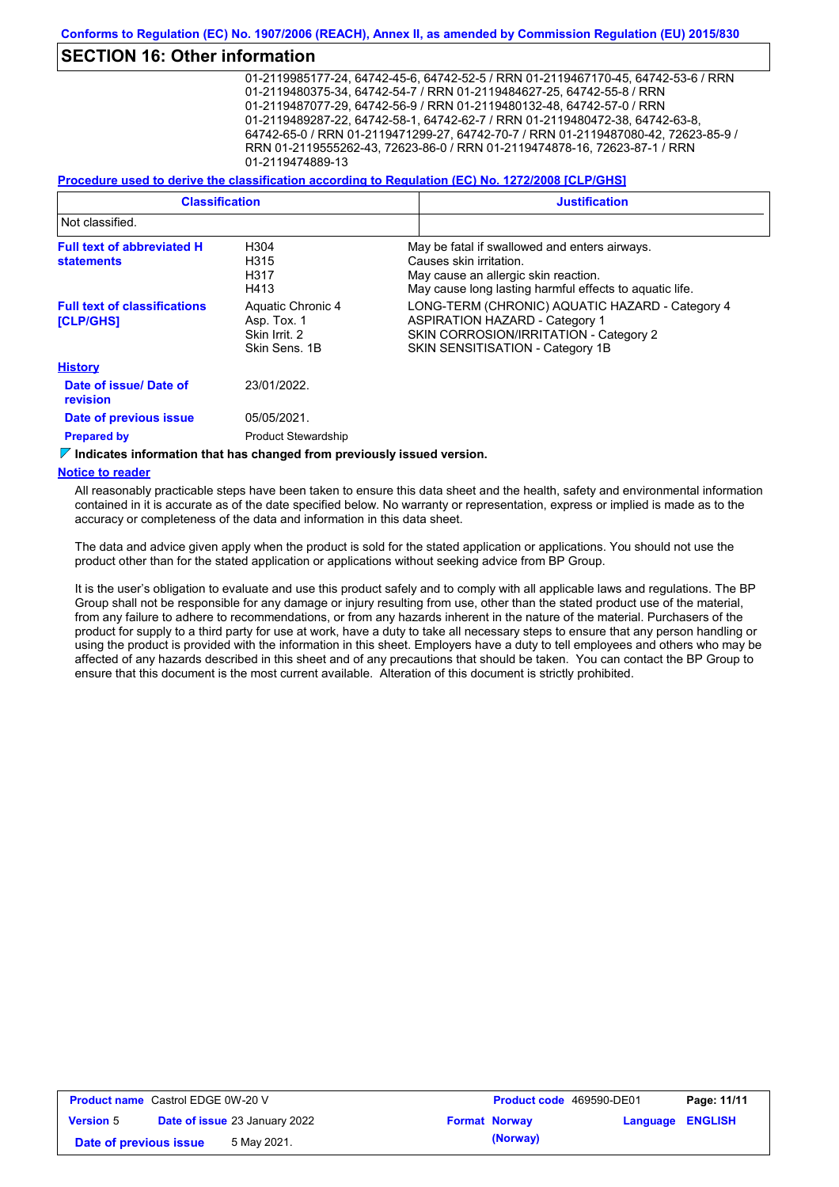## SECTION 16: Other information

01-2119985177-24, 64742-45-6, 64742-52-5 / RRN 01-2119467170-45, 64742-53-6 / RRN 01-2119480375-34, 64742-54-7 / RRN 01-2119484627-25, 64742-55-8 / RRN 01-2119487077-29, 64742-56-9 / RRN 01-2119480132-48, 64742-57-0 / RRN 01-2119489287-22, 64742-58-1, 64742-62-7 / RRN 01-2119480472-38, 64742-63-8, 64742-65-0 / RRN 01-2119471299-27, 64742-70-7 / RRN 01-2119487080-42, 72623-85-9 / RRN 01-2119555262-43, 72623-86-0 / RRN 01-2119474878-16, 72623-87-1 / RRN 01-2119474889-13

**Procedure used to derive the classification according to Regulation (EC) No. 1272/2008 [CLP/GHS]**

| Classification | Justification |
|---|---|
| Not classified. | |

**Full text of abbreviated H statements**

| | |
|---|---|
| H304 | May be fatal if swallowed and enters airways. |
| H315 | Causes skin irritation. |
| H317 | May cause an allergic skin reaction. |
| H413 | May cause long lasting harmful effects to aquatic life. |

**Full text of classifications [CLP/GHS]**

| | |
|---|---|
| Aquatic Chronic 4 | LONG-TERM (CHRONIC) AQUATIC HAZARD - Category 4 |
| Asp. Tox. 1 | ASPIRATION HAZARD - Category 1 |
| Skin Irrit. 2 | SKIN CORROSION/IRRITATION - Category 2 |
| Skin Sens. 1B | SKIN SENSITISATION - Category 1B |

**History**

**Date of issue/ Date of revision** 23/01/2022.

**Date of previous issue** 05/05/2021.

**Prepared by** Product Stewardship

**Indicates information that has changed from previously issued version.**

**Notice to reader**

All reasonably practicable steps have been taken to ensure this data sheet and the health, safety and environmental information contained in it is accurate as of the date specified below. No warranty or representation, express or implied is made as to the accuracy or completeness of the data and information in this data sheet.

The data and advice given apply when the product is sold for the stated application or applications. You should not use the product other than for the stated application or applications without seeking advice from BP Group.

It is the user's obligation to evaluate and use this product safely and to comply with all applicable laws and regulations. The BP Group shall not be responsible for any damage or injury resulting from use, other than the stated product use of the material, from any failure to adhere to recommendations, or from any hazards inherent in the nature of the material. Purchasers of the product for supply to a third party for use at work, have a duty to take all necessary steps to ensure that any person handling or using the product is provided with the information in this sheet. Employers have a duty to tell employees and others who may be affected of any hazards described in this sheet and of any precautions that should be taken. You can contact the BP Group to ensure that this document is the most current available. Alteration of this document is strictly prohibited.